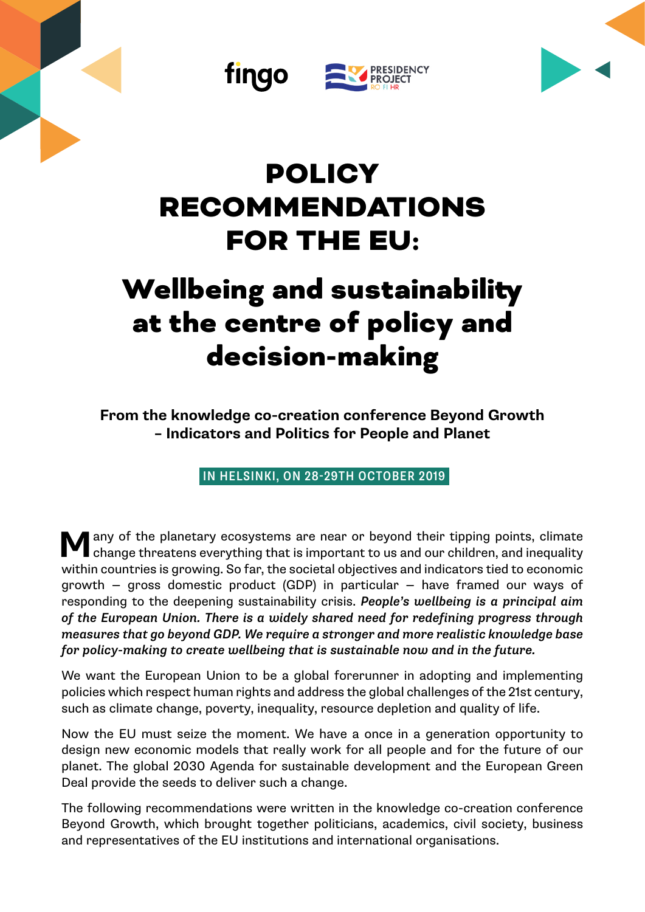fingo PRESIDENCY PROJECT RO FI HR

# POLICY RECOMMENDATIONS FOR THE EU:

# Wellbeing and sustainability at the centre of policy and decision-making

**From the knowledge co-creation conference Beyond Growth – Indicators and Politics for People and Planet**

**IN HELSINKI, ON 28-29TH OCTOBER 2019**

Many of the planetary ecosystems are near or beyond their tipping points, climate change threatens everything that is important to us and our children, and inequality within countries is growing. So far, the societal objectives and indicators tied to economic growth – gross domestic product (GDP) in particular – have framed our ways of responding to the deepening sustainability crisis. ***People's wellbeing is a principal aim of the European Union. There is a widely shared need for redefining progress through measures that go beyond GDP. We require a stronger and more realistic knowledge base for policy-making to create wellbeing that is sustainable now and in the future.***

We want the European Union to be a global forerunner in adopting and implementing policies which respect human rights and address the global challenges of the 21st century, such as climate change, poverty, inequality, resource depletion and quality of life.

Now the EU must seize the moment. We have a once in a generation opportunity to design new economic models that really work for all people and for the future of our planet. The global 2030 Agenda for sustainable development and the European Green Deal provide the seeds to deliver such a change.

The following recommendations were written in the knowledge co-creation conference Beyond Growth, which brought together politicians, academics, civil society, business and representatives of the EU institutions and international organisations.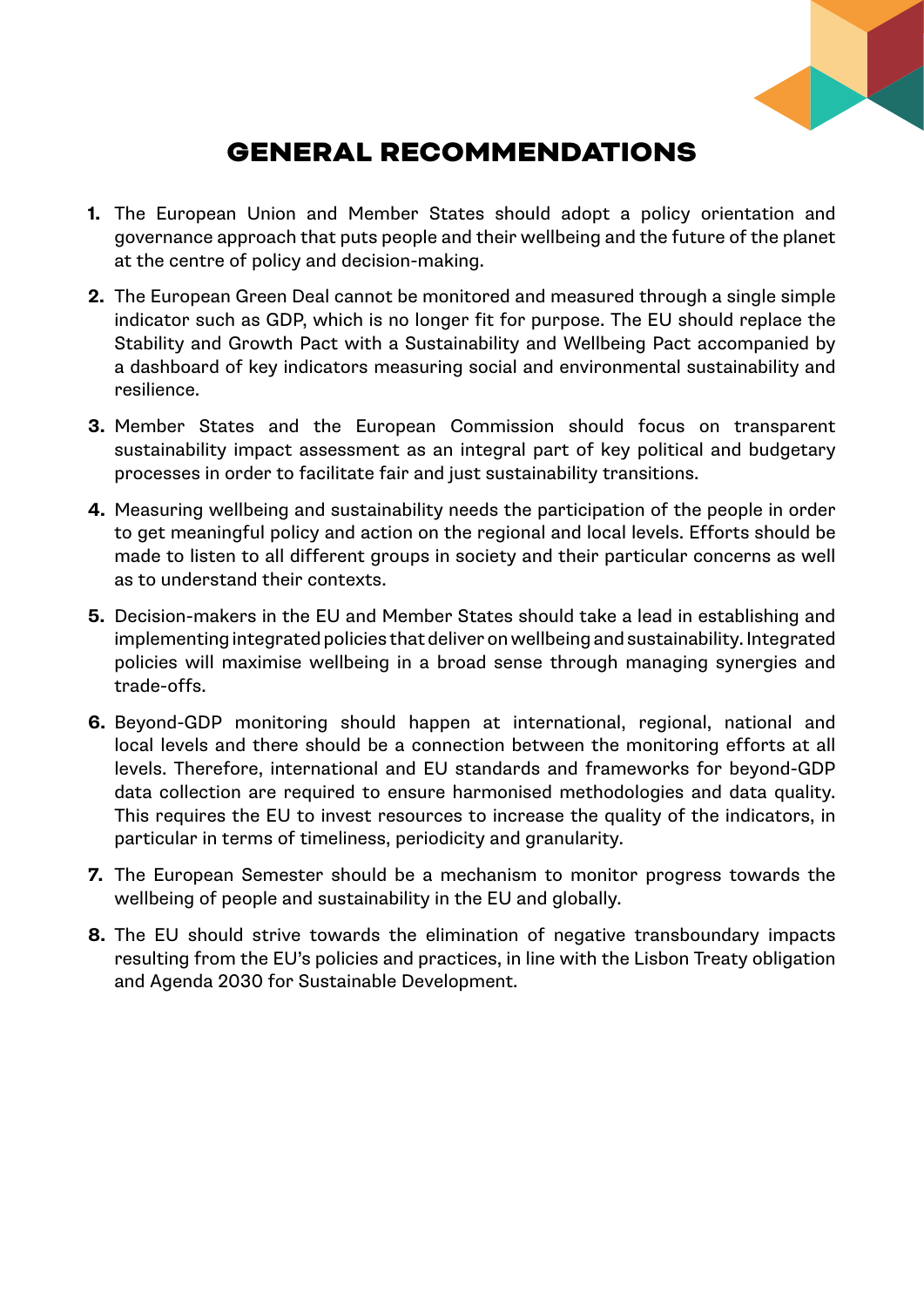## GENERAL RECOMMENDATIONS

1. The European Union and Member States should adopt a policy orientation and governance approach that puts people and their wellbeing and the future of the planet at the centre of policy and decision-making.

2. The European Green Deal cannot be monitored and measured through a single simple indicator such as GDP, which is no longer fit for purpose. The EU should replace the Stability and Growth Pact with a Sustainability and Wellbeing Pact accompanied by a dashboard of key indicators measuring social and environmental sustainability and resilience.

3. Member States and the European Commission should focus on transparent sustainability impact assessment as an integral part of key political and budgetary processes in order to facilitate fair and just sustainability transitions.

4. Measuring wellbeing and sustainability needs the participation of the people in order to get meaningful policy and action on the regional and local levels. Efforts should be made to listen to all different groups in society and their particular concerns as well as to understand their contexts.

5. Decision-makers in the EU and Member States should take a lead in establishing and implementing integrated policies that deliver on wellbeing and sustainability. Integrated policies will maximise wellbeing in a broad sense through managing synergies and trade-offs.

6. Beyond-GDP monitoring should happen at international, regional, national and local levels and there should be a connection between the monitoring efforts at all levels. Therefore, international and EU standards and frameworks for beyond-GDP data collection are required to ensure harmonised methodologies and data quality. This requires the EU to invest resources to increase the quality of the indicators, in particular in terms of timeliness, periodicity and granularity.

7. The European Semester should be a mechanism to monitor progress towards the wellbeing of people and sustainability in the EU and globally.

8. The EU should strive towards the elimination of negative transboundary impacts resulting from the EU's policies and practices, in line with the Lisbon Treaty obligation and Agenda 2030 for Sustainable Development.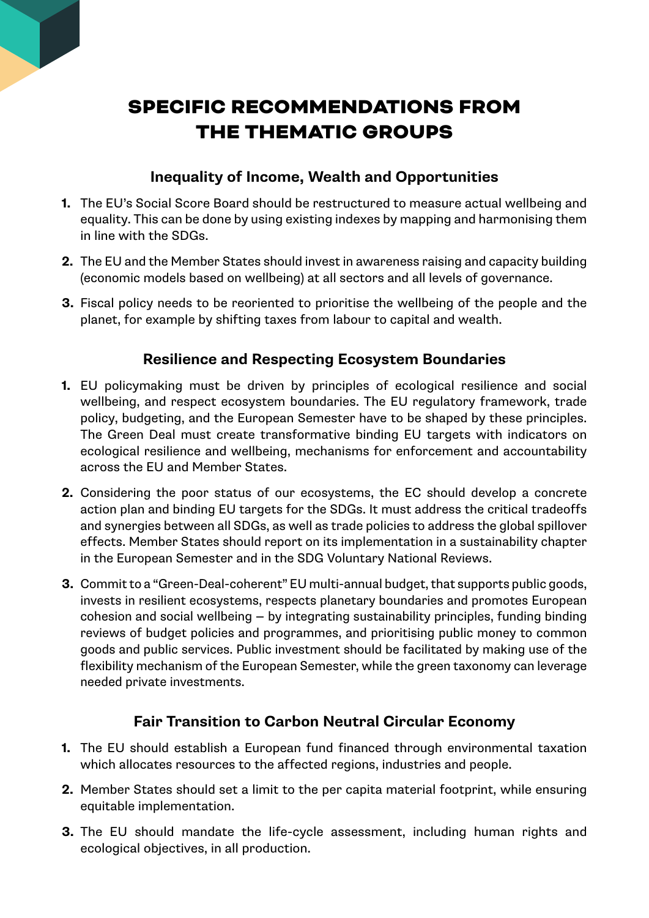# SPECIFIC RECOMMENDATIONS FROM THE THEMATIC GROUPS

## Inequality of Income, Wealth and Opportunities

1. The EU's Social Score Board should be restructured to measure actual wellbeing and equality. This can be done by using existing indexes by mapping and harmonising them in line with the SDGs.
2. The EU and the Member States should invest in awareness raising and capacity building (economic models based on wellbeing) at all sectors and all levels of governance.
3. Fiscal policy needs to be reoriented to prioritise the wellbeing of the people and the planet, for example by shifting taxes from labour to capital and wealth.

## Resilience and Respecting Ecosystem Boundaries

1. EU policymaking must be driven by principles of ecological resilience and social wellbeing, and respect ecosystem boundaries. The EU regulatory framework, trade policy, budgeting, and the European Semester have to be shaped by these principles. The Green Deal must create transformative binding EU targets with indicators on ecological resilience and wellbeing, mechanisms for enforcement and accountability across the EU and Member States.
2. Considering the poor status of our ecosystems, the EC should develop a concrete action plan and binding EU targets for the SDGs. It must address the critical tradeoffs and synergies between all SDGs, as well as trade policies to address the global spillover effects. Member States should report on its implementation in a sustainability chapter in the European Semester and in the SDG Voluntary National Reviews.
3. Commit to a "Green-Deal-coherent" EU multi-annual budget, that supports public goods, invests in resilient ecosystems, respects planetary boundaries and promotes European cohesion and social wellbeing – by integrating sustainability principles, funding binding reviews of budget policies and programmes, and prioritising public money to common goods and public services. Public investment should be facilitated by making use of the flexibility mechanism of the European Semester, while the green taxonomy can leverage needed private investments.

## Fair Transition to Carbon Neutral Circular Economy

1. The EU should establish a European fund financed through environmental taxation which allocates resources to the affected regions, industries and people.
2. Member States should set a limit to the per capita material footprint, while ensuring equitable implementation.
3. The EU should mandate the life-cycle assessment, including human rights and ecological objectives, in all production.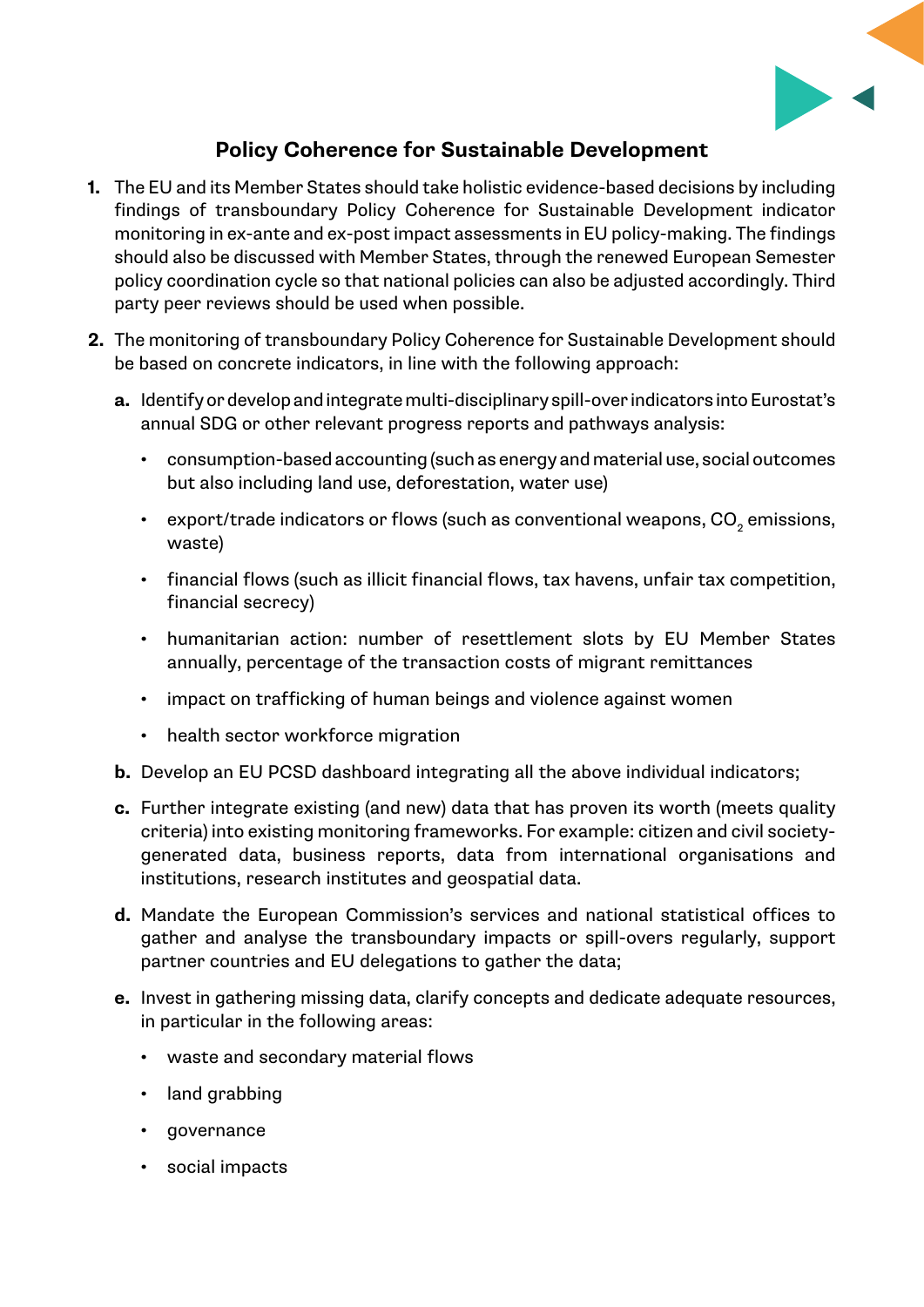## Policy Coherence for Sustainable Development

1. The EU and its Member States should take holistic evidence-based decisions by including findings of transboundary Policy Coherence for Sustainable Development indicator monitoring in ex-ante and ex-post impact assessments in EU policy-making. The findings should also be discussed with Member States, through the renewed European Semester policy coordination cycle so that national policies can also be adjusted accordingly. Third party peer reviews should be used when possible.

2. The monitoring of transboundary Policy Coherence for Sustainable Development should be based on concrete indicators, in line with the following approach:

   **a.** Identify or develop and integrate multi-disciplinary spill-over indicators into Eurostat's annual SDG or other relevant progress reports and pathways analysis:

   - consumption-based accounting (such as energy and material use, social outcomes but also including land use, deforestation, water use)
   - export/trade indicators or flows (such as conventional weapons, $CO_2$ emissions, waste)
   - financial flows (such as illicit financial flows, tax havens, unfair tax competition, financial secrecy)
   - humanitarian action: number of resettlement slots by EU Member States annually, percentage of the transaction costs of migrant remittances
   - impact on trafficking of human beings and violence against women
   - health sector workforce migration

   **b.** Develop an EU PCSD dashboard integrating all the above individual indicators;

   **c.** Further integrate existing (and new) data that has proven its worth (meets quality criteria) into existing monitoring frameworks. For example: citizen and civil society-generated data, business reports, data from international organisations and institutions, research institutes and geospatial data.

   **d.** Mandate the European Commission's services and national statistical offices to gather and analyse the transboundary impacts or spill-overs regularly, support partner countries and EU delegations to gather the data;

   **e.** Invest in gathering missing data, clarify concepts and dedicate adequate resources, in particular in the following areas:

   - waste and secondary material flows
   - land grabbing
   - governance
   - social impacts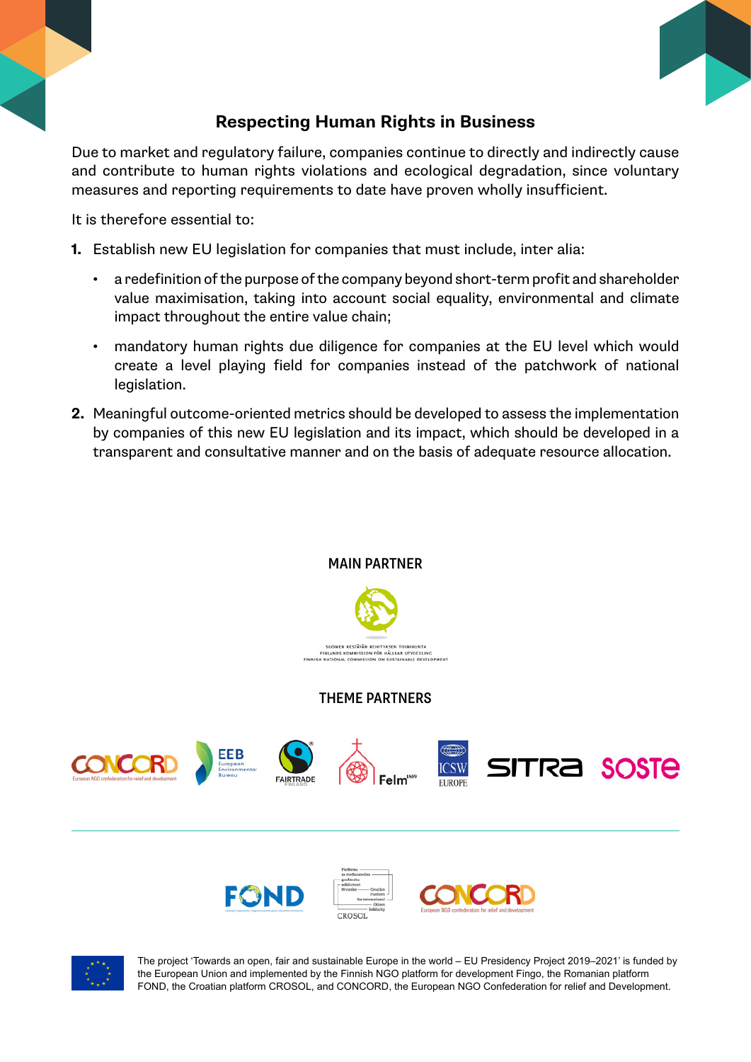## Respecting Human Rights in Business

Due to market and regulatory failure, companies continue to directly and indirectly cause and contribute to human rights violations and ecological degradation, since voluntary measures and reporting requirements to date have proven wholly insufficient.

It is therefore essential to:

1. Establish new EU legislation for companies that must include, inter alia:
   - a redefinition of the purpose of the company beyond short-term profit and shareholder value maximisation, taking into account social equality, environmental and climate impact throughout the entire value chain;
   - mandatory human rights due diligence for companies at the EU level which would create a level playing field for companies instead of the patchwork of national legislation.
2. Meaningful outcome-oriented metrics should be developed to assess the implementation by companies of this new EU legislation and its impact, which should be developed in a transparent and consultative manner and on the basis of adequate resource allocation.

MAIN PARTNER

SUOMEN KESTÄVÄN KEHITYKSEN TOIMIKUNTA
FINLANDS KOMMISSION FÖR HÅLLBAR UTVECKLING
FINNISH NATIONAL COMMISSION ON SUSTAINABLE DEVELOPMENT

THEME PARTNERS

CONCORD European NGO confederation for relief and development
EEB European Environmental Bureau
FAIRTRADE FINLAND
Felm 1859
ICSW EUROPE
SITRA
SOSTE

FOND
CROSOL
CONCORD European NGO confederation for relief and development

The project 'Towards an open, fair and sustainable Europe in the world – EU Presidency Project 2019–2021' is funded by the European Union and implemented by the Finnish NGO platform for development Fingo, the Romanian platform FOND, the Croatian platform CROSOL, and CONCORD, the European NGO Confederation for relief and Development.